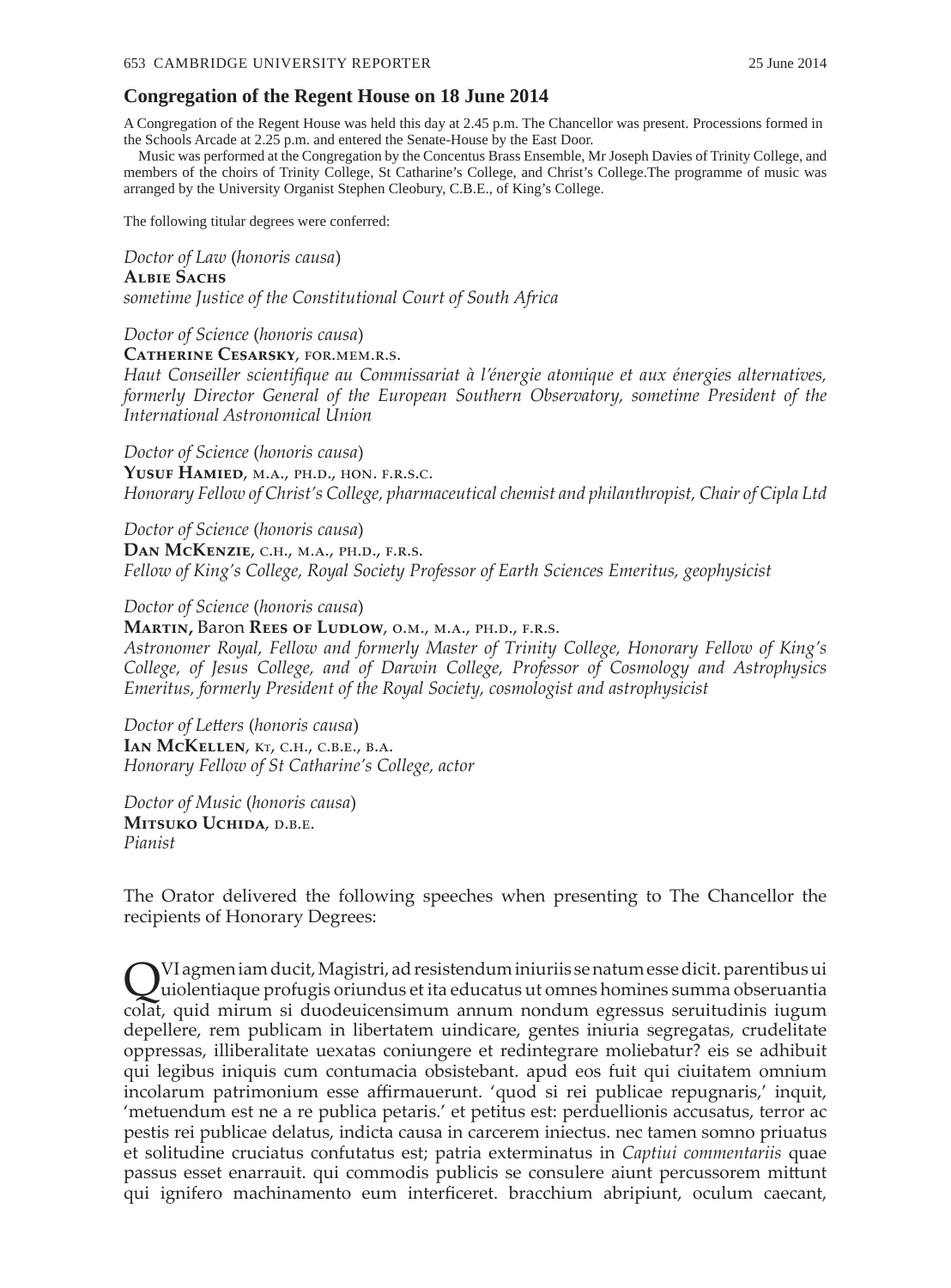## Congregation of the Regent House on 18 June 2014

A Congregation of the Regent House was held this day at 2.45 p.m. The Chancellor was present. Processions formed in the Schools Arcade at 2.25 p.m. and entered the Senate-House by the East Door.

Music was performed at the Congregation by the Concentus Brass Ensemble, Mr Joseph Davies of Trinity College, and members of the choirs of Trinity College, St Catharine's College, and Christ's College.The programme of music was arranged by the University Organist Stephen Cleobury, C.B.E., of King's College.

The following titular degrees were conferred:

*Doctor of Law* (*honoris causa*)
**Albie Sachs**
*sometime Justice of the Constitutional Court of South Africa*

*Doctor of Science* (*honoris causa*)
**Catherine Cesarsky**, for.mem.r.s.
*Haut Conseiller scientifique au Commissariat à l'énergie atomique et aux énergies alternatives, formerly Director General of the European Southern Observatory, sometime President of the International Astronomical Union*

*Doctor of Science* (*honoris causa*)
**Yusuf Hamied**, m.a., ph.d., hon. f.r.s.c.
*Honorary Fellow of Christ's College, pharmaceutical chemist and philanthropist, Chair of Cipla Ltd*

*Doctor of Science* (*honoris causa*)
**Dan McKenzie**, c.h., m.a., ph.d., f.r.s.
*Fellow of King's College, Royal Society Professor of Earth Sciences Emeritus, geophysicist*

*Doctor of Science* (*honoris causa*)
**Martin,** Baron **Rees of Ludlow**, o.m., m.a., ph.d., f.r.s.
*Astronomer Royal, Fellow and formerly Master of Trinity College, Honorary Fellow of King's College, of Jesus College, and of Darwin College, Professor of Cosmology and Astrophysics Emeritus, formerly President of the Royal Society, cosmologist and astrophysicist*

*Doctor of Letters* (*honoris causa*)
**Ian McKellen**, kt, c.h., c.b.e., b.a.
*Honorary Fellow of St Catharine's College, actor*

*Doctor of Music* (*honoris causa*)
**Mitsuko Uchida**, d.b.e.
*Pianist*

The Orator delivered the following speeches when presenting to The Chancellor the recipients of Honorary Degrees:

QVI agmen iam ducit, Magistri, ad resistendum iniuriis se natum esse dicit. parentibus ui uiolentiaque profugis oriundus et ita educatus ut omnes homines summa obseruantia colat, quid mirum si duodeuicensimum annum nondum egressus seruitudinis iugum depellere, rem publicam in libertatem uindicare, gentes iniuria segregatas, crudelitate oppressas, illiberalitate uexatas coniungere et redintegrare moliebatur? eis se adhibuit qui legibus iniquis cum contumacia obsistebant. apud eos fuit qui ciuitatem omnium incolarum patrimonium esse affirmauerunt. 'quod si rei publicae repugnaris,' inquit, 'metuendum est ne a re publica petaris.' et petitus est: perduellionis accusatus, terror ac pestis rei publicae delatus, indicta causa in carcerem iniectus. nec tamen somno priuatus et solitudine cruciatus confutatus est; patria exterminatus in *Captiui commentariis* quae passus esset enarrauit. qui commodis publicis se consulere aiunt percussorem mittunt qui ignifero machinamento eum interficeret. bracchium abripiunt, oculum caecant,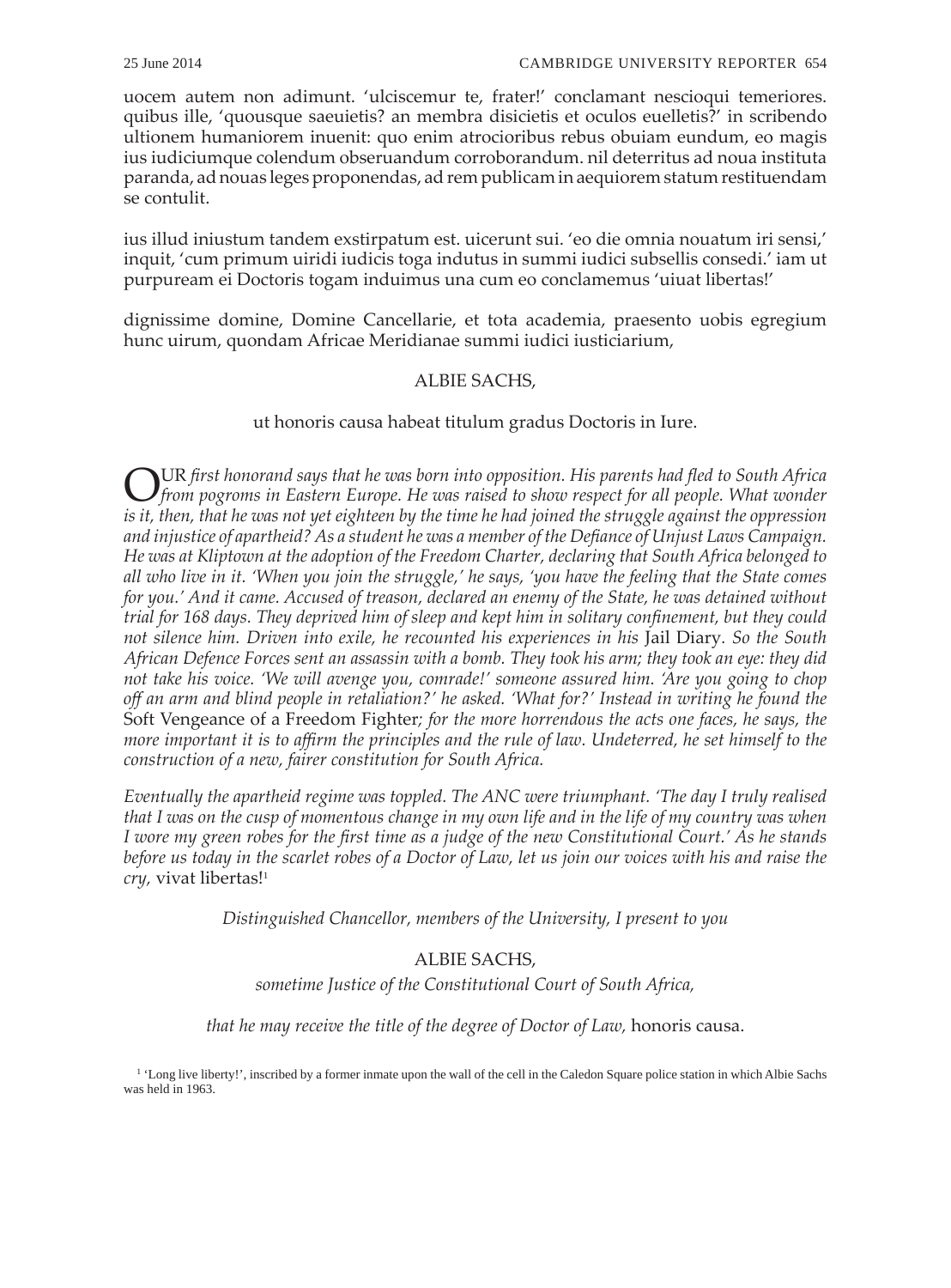uocem autem non adimunt. 'ulciscemur te, frater!' conclamant nescioqui temeriores. quibus ille, 'quousque saeuietis? an membra disicietis et oculos euelletis?' in scribendo ultionem humaniorem inuenit: quo enim atrocioribus rebus obuiam eundum, eo magis ius iudiciumque colendum obseruandum corroborandum. nil deterritus ad noua instituta paranda, ad nouas leges proponendas, ad rem publicam in aequiorem statum restituendam se contulit.

ius illud iniustum tandem exstirpatum est. uicerunt sui. 'eo die omnia nouatum iri sensi,' inquit, 'cum primum uiridi iudicis toga indutus in summi iudici subsellis consedi.' iam ut purpuream ei Doctoris togam induimus una cum eo conclamemus 'uiuat libertas!'

dignissime domine, Domine Cancellarie, et tota academia, praesento uobis egregium hunc uirum, quondam Africae Meridianae summi iudici iusticiarium,

ALBIE SACHS,

ut honoris causa habeat titulum gradus Doctoris in Iure.

OUR *first honorand says that he was born into opposition. His parents had fled to South Africa from pogroms in Eastern Europe. He was raised to show respect for all people. What wonder is it, then, that he was not yet eighteen by the time he had joined the struggle against the oppression and injustice of apartheid? As a student he was a member of the Defiance of Unjust Laws Campaign. He was at Kliptown at the adoption of the Freedom Charter, declaring that South Africa belonged to all who live in it. 'When you join the struggle,' he says, 'you have the feeling that the State comes for you.' And it came. Accused of treason, declared an enemy of the State, he was detained without trial for 168 days. They deprived him of sleep and kept him in solitary confinement, but they could not silence him. Driven into exile, he recounted his experiences in his* Jail Diary. *So the South African Defence Forces sent an assassin with a bomb. They took his arm; they took an eye: they did not take his voice. 'We will avenge you, comrade!' someone assured him. 'Are you going to chop off an arm and blind people in retaliation?' he asked. 'What for?' Instead in writing he found the* Soft Vengeance of a Freedom Fighter*; for the more horrendous the acts one faces, he says, the more important it is to affirm the principles and the rule of law. Undeterred, he set himself to the construction of a new, fairer constitution for South Africa.*

*Eventually the apartheid regime was toppled. The ANC were triumphant. 'The day I truly realised that I was on the cusp of momentous change in my own life and in the life of my country was when I wore my green robes for the first time as a judge of the new Constitutional Court.' As he stands before us today in the scarlet robes of a Doctor of Law, let us join our voices with his and raise the cry,* vivat libertas![1]

*Distinguished Chancellor, members of the University, I present to you*

ALBIE SACHS,

*sometime Justice of the Constitutional Court of South Africa,*

*that he may receive the title of the degree of Doctor of Law,* honoris causa.

[1] 'Long live liberty!', inscribed by a former inmate upon the wall of the cell in the Caledon Square police station in which Albie Sachs was held in 1963.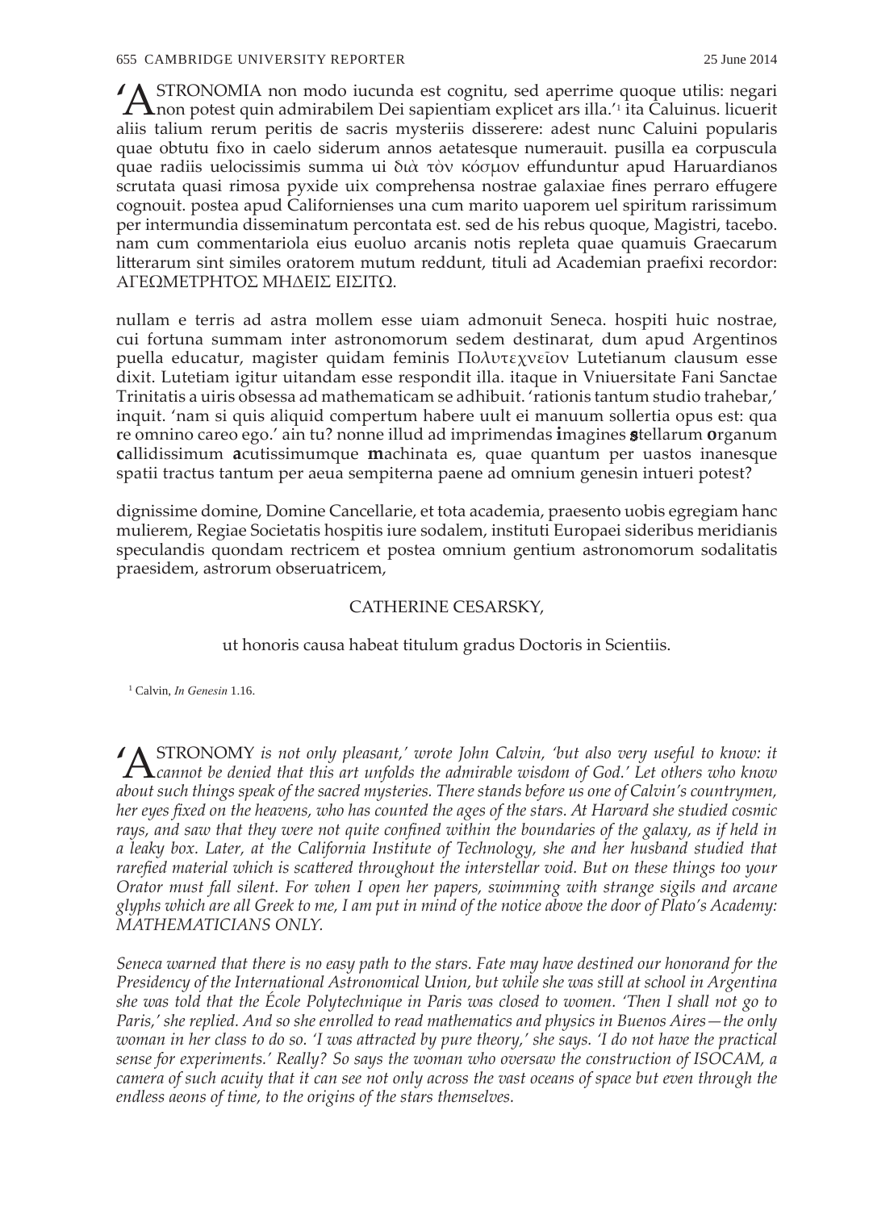'ASTRONOMIA non modo iucunda est cognitu, sed aperrime quoque utilis: negari non potest quin admirabilem Dei sapientiam explicet ars illa.'[1] ita Caluinus. licuerit aliis talium rerum peritis de sacris mysteriis disserere: adest nunc Caluini popularis quae obtutu fixo in caelo siderum annos aetatesque numerauit. pusilla ea corpuscula quae radiis uelocissimis summa ui διὰ τὸν κόσμον effunduntur apud Haruardianos scrutata quasi rimosa pyxide uix comprehensa nostrae galaxiae fines perraro effugere cognouit. postea apud Californienses una cum marito uaporem uel spiritum rarissimum per intermundia disseminatum percontata est. sed de his rebus quoque, Magistri, tacebo. nam cum commentariola eius euoluo arcanis notis repleta quae quamuis Graecarum litterarum sint similes oratorem mutum reddunt, tituli ad Academian praefixi recordor: ΑΓΕΩΜΕΤΡΗΤΟΣ ΜΗΔΕΙΣ ΕΙΣΙΤΩ.

nullam e terris ad astra mollem esse uiam admonuit Seneca. hospiti huic nostrae, cui fortuna summam inter astronomorum sedem destinarat, dum apud Argentinos puella educatur, magister quidam feminis Πολυτεχνεῖον Lutetianum clausum esse dixit. Lutetiam igitur uitandam esse respondit illa. itaque in Vniuersitate Fani Sanctae Trinitatis a uiris obsessa ad mathematicam se adhibuit. 'rationis tantum studio trahebar,' inquit. 'nam si quis aliquid compertum habere uult ei manuum sollertia opus est: qua re omnino careo ego.' ain tu? nonne illud ad imprimendas **i**magines **s**tellarum **o**rganum **c**allidissimum **a**cutissimumque **m**achinata es, quae quantum per uastos inanesque spatii tractus tantum per aeua sempiterna paene ad omnium genesin intueri potest?

dignissime domine, Domine Cancellarie, et tota academia, praesento uobis egregiam hanc mulierem, Regiae Societatis hospitis iure sodalem, instituti Europaei sideribus meridianis speculandis quondam rectricem et postea omnium gentium astronomorum sodalitatis praesidem, astrorum obseruatricem,

CATHERINE CESARSKY,

ut honoris causa habeat titulum gradus Doctoris in Scientiis.

[1] Calvin, *In Genesin* 1.16.

'ASTRONOMY *is not only pleasant,' wrote John Calvin, 'but also very useful to know: it cannot be denied that this art unfolds the admirable wisdom of God.' Let others who know about such things speak of the sacred mysteries. There stands before us one of Calvin's countrymen, her eyes fixed on the heavens, who has counted the ages of the stars. At Harvard she studied cosmic rays, and saw that they were not quite confined within the boundaries of the galaxy, as if held in a leaky box. Later, at the California Institute of Technology, she and her husband studied that rarefied material which is scattered throughout the interstellar void. But on these things too your Orator must fall silent. For when I open her papers, swimming with strange sigils and arcane glyphs which are all Greek to me, I am put in mind of the notice above the door of Plato's Academy: MATHEMATICIANS ONLY.*

*Seneca warned that there is no easy path to the stars. Fate may have destined our honorand for the Presidency of the International Astronomical Union, but while she was still at school in Argentina she was told that the École Polytechnique in Paris was closed to women. 'Then I shall not go to Paris,' she replied. And so she enrolled to read mathematics and physics in Buenos Aires—the only woman in her class to do so. 'I was attracted by pure theory,' she says. 'I do not have the practical sense for experiments.' Really? So says the woman who oversaw the construction of ISOCAM, a camera of such acuity that it can see not only across the vast oceans of space but even through the endless aeons of time, to the origins of the stars themselves.*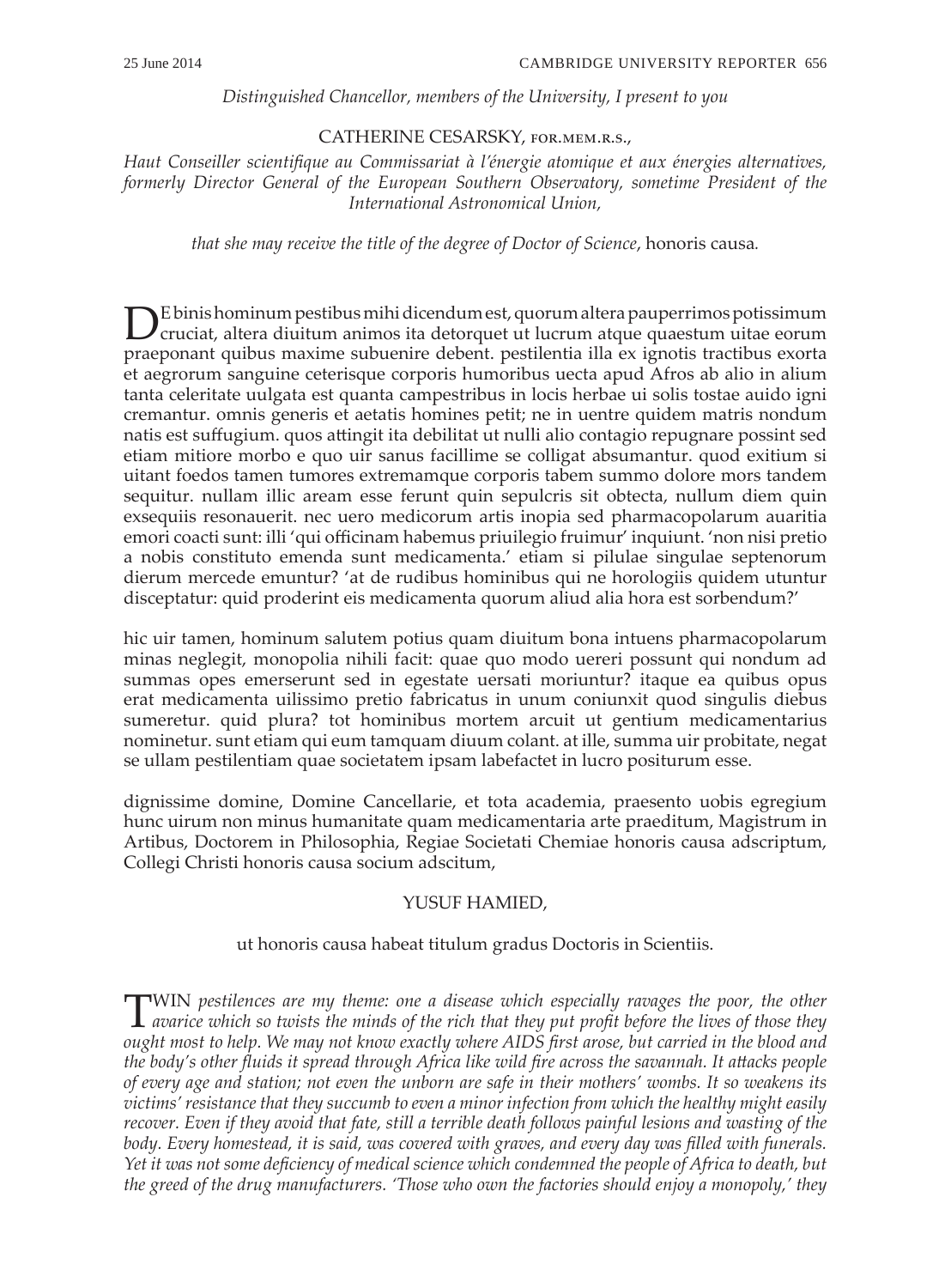*Distinguished Chancellor, members of the University, I present to you*

CATHERINE CESARSKY, FOR.MEM.R.S.,

*Haut Conseiller scientifique au Commissariat à l'énergie atomique et aux énergies alternatives, formerly Director General of the European Southern Observatory, sometime President of the International Astronomical Union,*

*that she may receive the title of the degree of Doctor of Science*, honoris causa*.*

DE binis hominum pestibus mihi dicendum est, quorum altera pauperrimos potissimum cruciat, altera diuitum animos ita detorquet ut lucrum atque quaestum uitae eorum praeponant quibus maxime subuenire debent. pestilentia illa ex ignotis tractibus exorta et aegrorum sanguine ceterisque corporis humoribus uecta apud Afros ab alio in alium tanta celeritate uulgata est quanta campestribus in locis herbae ui solis tostae auido igni cremantur. omnis generis et aetatis homines petit; ne in uentre quidem matris nondum natis est suffugium. quos attingit ita debilitat ut nulli alio contagio repugnare possint sed etiam mitiore morbo e quo uir sanus facillime se colligat absumantur. quod exitium si uitant foedos tamen tumores extremamque corporis tabem summo dolore mors tandem sequitur. nullam illic aream esse ferunt quin sepulcris sit obtecta, nullum diem quin exsequiis resonauerit. nec uero medicorum artis inopia sed pharmacopolarum auaritia emori coacti sunt: illi 'qui officinam habemus priuilegio fruimur' inquiunt. 'non nisi pretio a nobis constituto emenda sunt medicamenta.' etiam si pilulae singulae septenorum dierum mercede emuntur? 'at de rudibus hominibus qui ne horologiis quidem utuntur disceptatur: quid proderint eis medicamenta quorum aliud alia hora est sorbendum?'

hic uir tamen, hominum salutem potius quam diuitum bona intuens pharmacopolarum minas neglegit, monopolia nihili facit: quae quo modo uereri possunt qui nondum ad summas opes emerserunt sed in egestate uersati moriuntur? itaque ea quibus opus erat medicamenta uilissimo pretio fabricatus in unum coniunxit quod singulis diebus sumeretur. quid plura? tot hominibus mortem arcuit ut gentium medicamentarius nominetur. sunt etiam qui eum tamquam diuum colant. at ille, summa uir probitate, negat se ullam pestilentiam quae societatem ipsam labefactet in lucro positurum esse.

dignissime domine, Domine Cancellarie, et tota academia, praesento uobis egregium hunc uirum non minus humanitate quam medicamentaria arte praeditum, Magistrum in Artibus, Doctorem in Philosophia, Regiae Societati Chemiae honoris causa adscriptum, Collegi Christi honoris causa socium adscitum,

YUSUF HAMIED,

ut honoris causa habeat titulum gradus Doctoris in Scientiis.

TWIN *pestilences are my theme: one a disease which especially ravages the poor, the other avarice which so twists the minds of the rich that they put profit before the lives of those they ought most to help. We may not know exactly where AIDS first arose, but carried in the blood and the body's other fluids it spread through Africa like wild fire across the savannah. It attacks people of every age and station; not even the unborn are safe in their mothers' wombs. It so weakens its victims' resistance that they succumb to even a minor infection from which the healthy might easily recover. Even if they avoid that fate, still a terrible death follows painful lesions and wasting of the body. Every homestead, it is said, was covered with graves, and every day was filled with funerals. Yet it was not some deficiency of medical science which condemned the people of Africa to death, but the greed of the drug manufacturers. 'Those who own the factories should enjoy a monopoly,' they*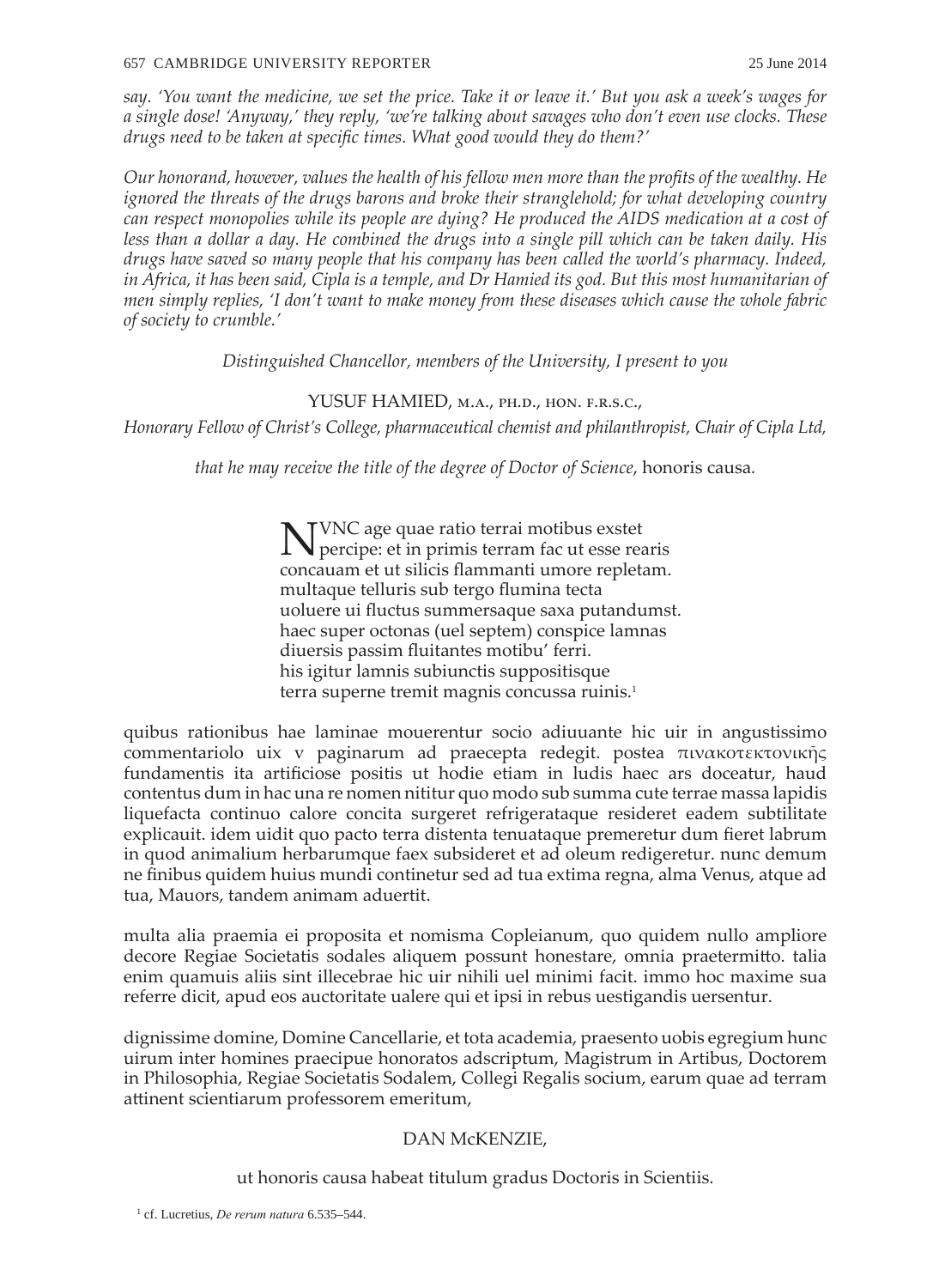*say. 'You want the medicine, we set the price. Take it or leave it.' But you ask a week's wages for a single dose! 'Anyway,' they reply, 'we're talking about savages who don't even use clocks. These drugs need to be taken at specific times. What good would they do them?'*

*Our honorand, however, values the health of his fellow men more than the profits of the wealthy. He ignored the threats of the drugs barons and broke their stranglehold; for what developing country can respect monopolies while its people are dying? He produced the AIDS medication at a cost of less than a dollar a day. He combined the drugs into a single pill which can be taken daily. His drugs have saved so many people that his company has been called the world's pharmacy. Indeed, in Africa, it has been said, Cipla is a temple, and Dr Hamied its god. But this most humanitarian of men simply replies, 'I don't want to make money from these diseases which cause the whole fabric of society to crumble.'*

*Distinguished Chancellor, members of the University, I present to you*

YUSUF HAMIED, M.A., PH.D., HON. F.R.S.C.,

*Honorary Fellow of Christ's College, pharmaceutical chemist and philanthropist, Chair of Cipla Ltd,*

*that he may receive the title of the degree of Doctor of Science*, honoris causa.

NVNC age quae ratio terrai motibus exstet
percipe: et in primis terram fac ut esse rearis
concauam et ut silicis flammanti umore repletam.
multaque telluris sub tergo flumina tecta
uoluere ui fluctus summersaque saxa putandumst.
haec super octonas (uel septem) conspice lamnas
diuersis passim fluitantes motibu' ferri.
his igitur lamnis subiunctis suppositisque
terra superne tremit magnis concussa ruinis.[1]

quibus rationibus hae laminae mouerentur socio adiuuante hic uir in angustissimo commentariolo uix v paginarum ad praecepta redegit. postea πινακοτεκτονικῆς fundamentis ita artificiose positis ut hodie etiam in ludis haec ars doceatur, haud contentus dum in hac una re nomen nititur quo modo sub summa cute terrae massa lapidis liquefacta continuo calore concita surgeret refrigerataque resideret eadem subtilitate explicauit. idem uidit quo pacto terra distenta tenuataque premeretur dum fieret labrum in quod animalium herbarumque faex subsideret et ad oleum redigeretur. nunc demum ne finibus quidem huius mundi continetur sed ad tua extima regna, alma Venus, atque ad tua, Mauors, tandem animam aduertit.

multa alia praemia ei proposita et nomisma Copleianum, quo quidem nullo ampliore decore Regiae Societatis sodales aliquem possunt honestare, omnia praetermitto. talia enim quamuis aliis sint illecebrae hic uir nihili uel minimi facit. immo hoc maxime sua referre dicit, apud eos auctoritate ualere qui et ipsi in rebus uestigandis uersentur.

dignissime domine, Domine Cancellarie, et tota academia, praesento uobis egregium hunc uirum inter homines praecipue honoratos adscriptum, Magistrum in Artibus, Doctorem in Philosophia, Regiae Societatis Sodalem, Collegi Regalis socium, earum quae ad terram attinent scientiarum professorem emeritum,

DAN McKENZIE,

ut honoris causa habeat titulum gradus Doctoris in Scientiis.

[1] cf. Lucretius, *De rerum natura* 6.535–544.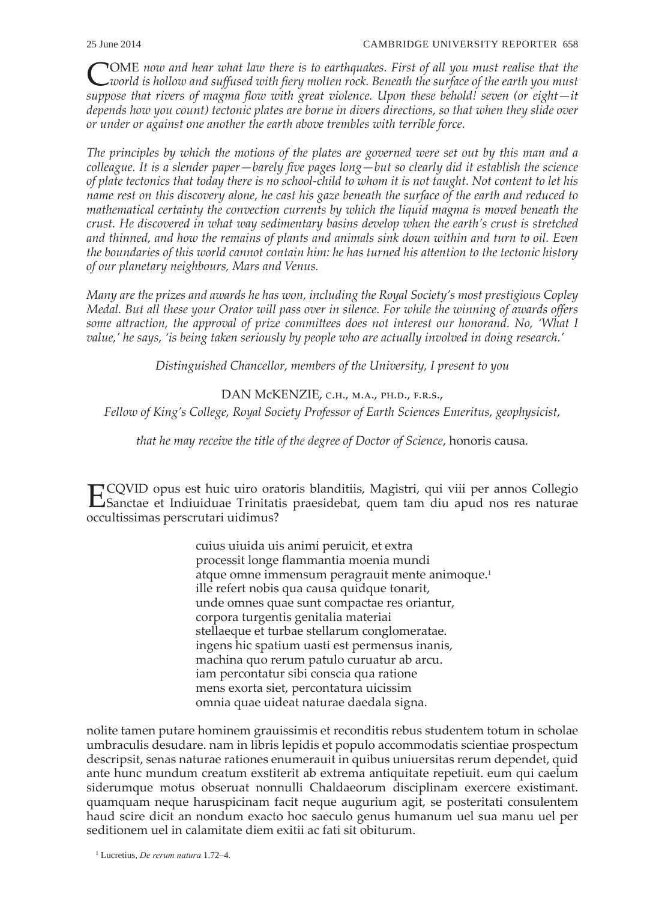*Come now and hear what law there is to earthquakes. First of all you must realise that the world is hollow and suffused with fiery molten rock. Beneath the surface of the earth you must suppose that rivers of magma flow with great violence. Upon these behold! seven (or eight—it depends how you count) tectonic plates are borne in divers directions, so that when they slide over or under or against one another the earth above trembles with terrible force.*

*The principles by which the motions of the plates are governed were set out by this man and a colleague. It is a slender paper—barely five pages long—but so clearly did it establish the science of plate tectonics that today there is no school-child to whom it is not taught. Not content to let his name rest on this discovery alone, he cast his gaze beneath the surface of the earth and reduced to mathematical certainty the convection currents by which the liquid magma is moved beneath the crust. He discovered in what way sedimentary basins develop when the earth's crust is stretched and thinned, and how the remains of plants and animals sink down within and turn to oil. Even the boundaries of this world cannot contain him: he has turned his attention to the tectonic history of our planetary neighbours, Mars and Venus.*

*Many are the prizes and awards he has won, including the Royal Society's most prestigious Copley Medal. But all these your Orator will pass over in silence. For while the winning of awards offers some attraction, the approval of prize committees does not interest our honorand. No, 'What I value,' he says, 'is being taken seriously by people who are actually involved in doing research.'*

*Distinguished Chancellor, members of the University, I present to you*

DAN McKENZIE, C.H., M.A., PH.D., F.R.S.,

*Fellow of King's College, Royal Society Professor of Earth Sciences Emeritus, geophysicist,*

*that he may receive the title of the degree of Doctor of Science*, honoris causa.

ECQVID opus est huic uiro oratoris blanditiis, Magistri, qui viii per annos Collegio Sanctae et Indiuiduae Trinitatis praesidebat, quem tam diu apud nos res naturae occultissimas perscrutari uidimus?

> cuius uiuida uis animi peruicit, et extra
> processit longe flammantia moenia mundi
> atque omne immensum peragrauit mente animoque.[1]
> ille refert nobis qua causa quidque tonarit,
> unde omnes quae sunt compactae res oriantur,
> corpora turgentis genitalia materiai
> stellaeque et turbae stellarum conglomeratae.
> ingens hic spatium uasti est permensus inanis,
> machina quo rerum patulo curuatur ab arcu.
> iam percontatur sibi conscia qua ratione
> mens exorta siet, percontatura uicissim
> omnia quae uideat naturae daedala signa.

nolite tamen putare hominem grauissimis et reconditis rebus studentem totum in scholae umbraculis desudare. nam in libris lepidis et populo accommodatis scientiae prospectum descripsit, senas naturae rationes enumerauit in quibus uniuersitas rerum dependet, quid ante hunc mundum creatum exstiterit ab extrema antiquitate repetiuit. eum qui caelum siderumque motus obseruat nonnulli Chaldaeorum disciplinam exercere existimant. quamquam neque haruspicinam facit neque augurium agit, se posteritati consulentem haud scire dicit an nondum exacto hoc saeculo genus humanum uel sua manu uel per seditionem uel in calamitate diem exitii ac fati sit obiturum.

[1] Lucretius, *De rerum natura* 1.72–4.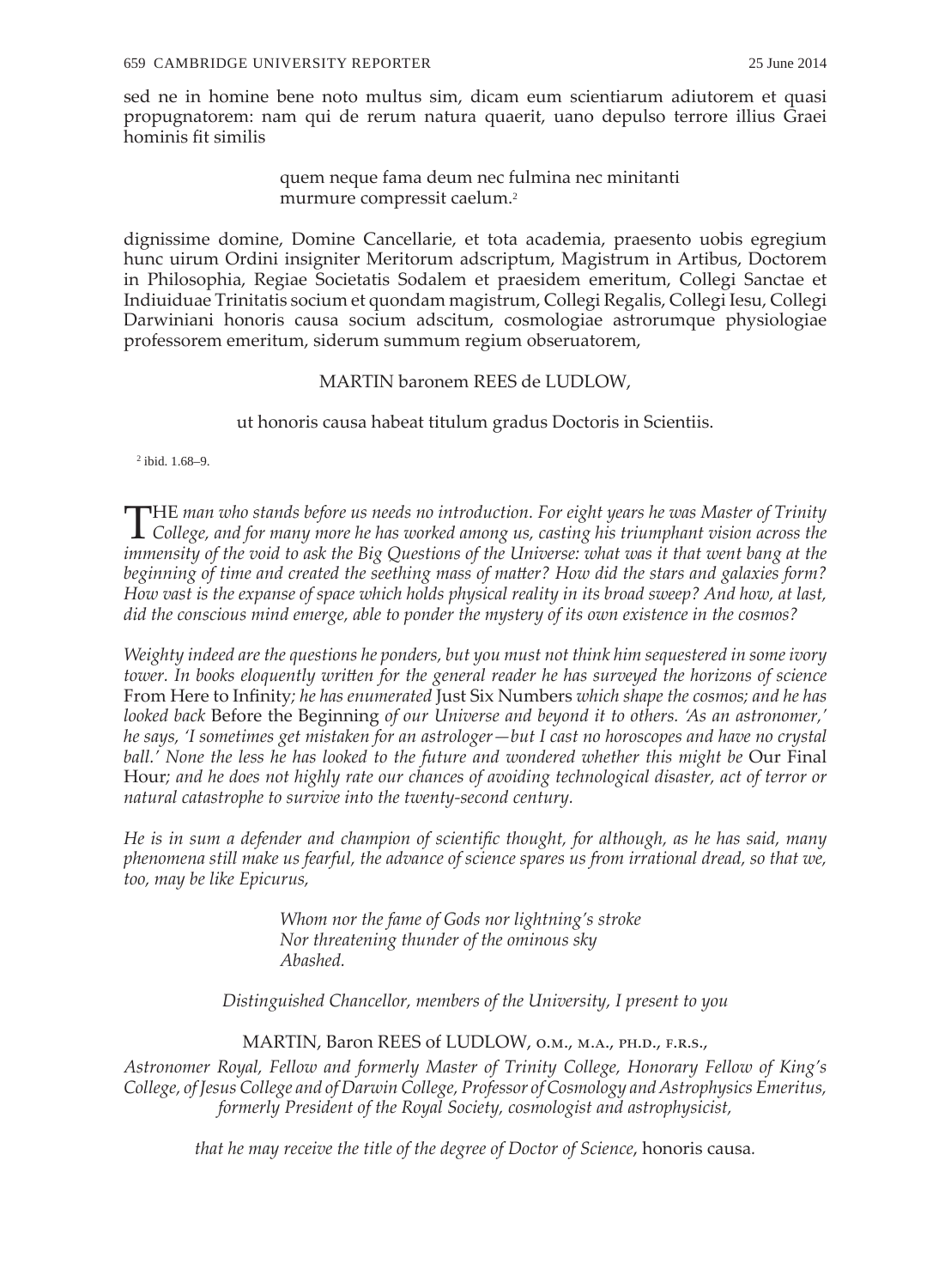sed ne in homine bene noto multus sim, dicam eum scientiarum adiutorem et quasi propugnatorem: nam qui de rerum natura quaerit, uano depulso terrore illius Graei hominis fit similis

> quem neque fama deum nec fulmina nec minitanti
> murmure compressit caelum.[2]

dignissime domine, Domine Cancellarie, et tota academia, praesento uobis egregium hunc uirum Ordini insigniter Meritorum adscriptum, Magistrum in Artibus, Doctorem in Philosophia, Regiae Societatis Sodalem et praesidem emeritum, Collegi Sanctae et Indiuiduae Trinitatis socium et quondam magistrum, Collegi Regalis, Collegi Iesu, Collegi Darwiniani honoris causa socium adscitum, cosmologiae astrorumque physiologiae professorem emeritum, siderum summum regium obseruatorem,

MARTIN baronem REES de LUDLOW,

ut honoris causa habeat titulum gradus Doctoris in Scientiis.

[2] ibid. 1.68–9.

*The man who stands before us needs no introduction. For eight years he was Master of Trinity College, and for many more he has worked among us, casting his triumphant vision across the immensity of the void to ask the Big Questions of the Universe: what was it that went bang at the beginning of time and created the seething mass of matter? How did the stars and galaxies form? How vast is the expanse of space which holds physical reality in its broad sweep? And how, at last, did the conscious mind emerge, able to ponder the mystery of its own existence in the cosmos?*

*Weighty indeed are the questions he ponders, but you must not think him sequestered in some ivory tower. In books eloquently written for the general reader he has surveyed the horizons of science* From Here to Infinity*; he has enumerated* Just Six Numbers *which shape the cosmos; and he has looked back* Before the Beginning *of our Universe and beyond it to others. 'As an astronomer,' he says, 'I sometimes get mistaken for an astrologer—but I cast no horoscopes and have no crystal ball.' None the less he has looked to the future and wondered whether this might be* Our Final Hour*; and he does not highly rate our chances of avoiding technological disaster, act of terror or natural catastrophe to survive into the twenty-second century.*

*He is in sum a defender and champion of scientific thought, for although, as he has said, many phenomena still make us fearful, the advance of science spares us from irrational dread, so that we, too, may be like Epicurus,*

> *Whom nor the fame of Gods nor lightning's stroke*
> *Nor threatening thunder of the ominous sky*
> *Abashed.*

*Distinguished Chancellor, members of the University, I present to you*

MARTIN, Baron REES of LUDLOW, O.M., M.A., PH.D., F.R.S.,

*Astronomer Royal, Fellow and formerly Master of Trinity College, Honorary Fellow of King's College, of Jesus College and of Darwin College, Professor of Cosmology and Astrophysics Emeritus, formerly President of the Royal Society, cosmologist and astrophysicist,*

*that he may receive the title of the degree of Doctor of Science*, honoris causa.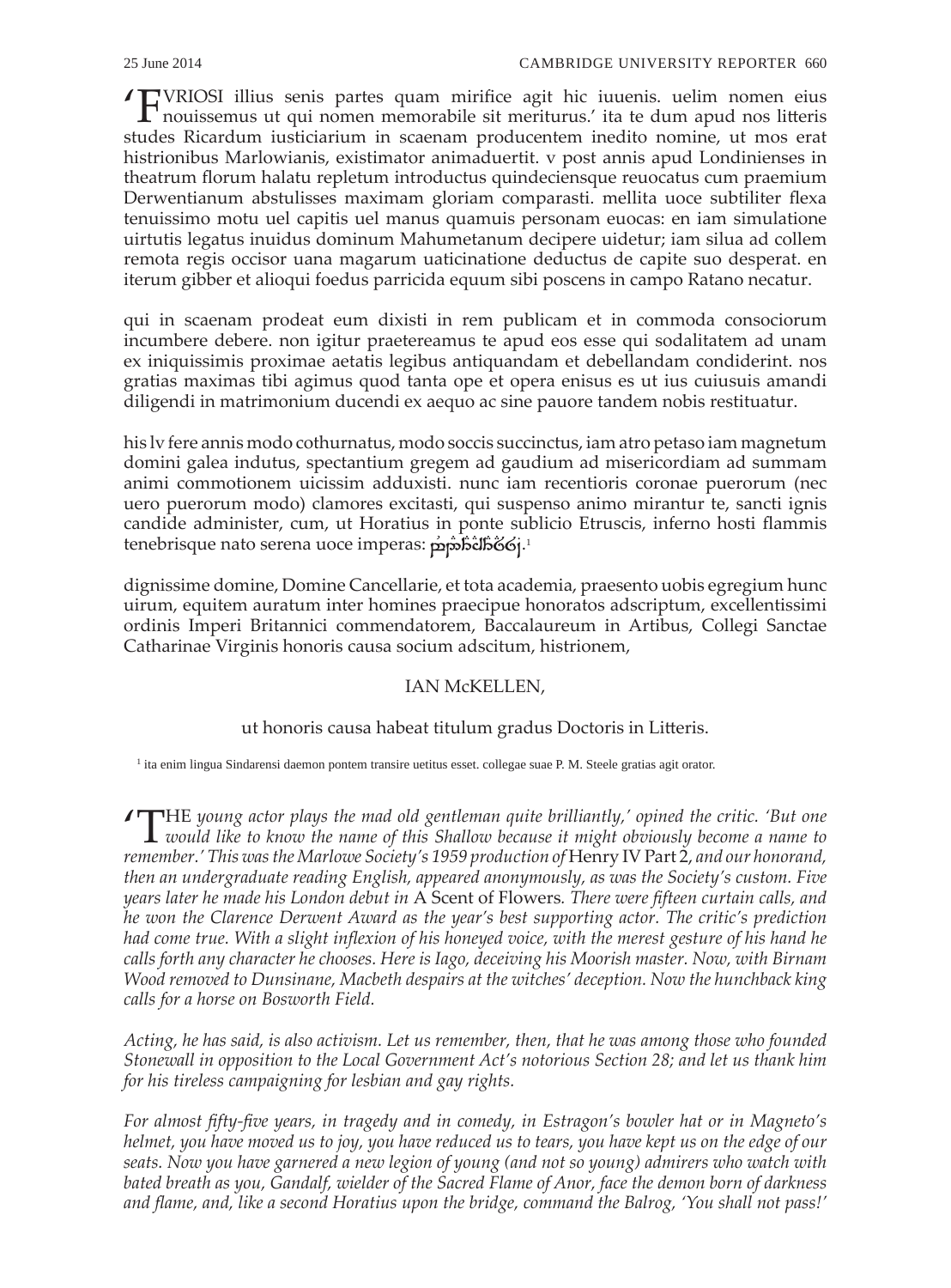'FVRIOSI illius senis partes quam mirifice agit hic iuuenis. uelim nomen eius nouissemus ut qui nomen memorabile sit meriturus.' ita te dum apud nos litteris studes Ricardum iusticiarium in scaenam producentem inedito nomine, ut mos erat histrionibus Marlowianis, existimator animaduertit. v post annis apud Londinienses in theatrum florum halatu repletum introductus quindeciensque reuocatus cum praemium Derwentianum abstulisses maximam gloriam comparasti. mellita uoce subtiliter flexa tenuissimo motu uel capitis uel manus quamuis personam euocas: en iam simulatione uirtutis legatus inuidus dominum Mahumetanum decipere uidetur; iam silua ad collem remota regis occisor uana magarum uaticinatione deductus de capite suo desperat. en iterum gibber et alioqui foedus parricida equum sibi poscens in campo Ratano necatur.

qui in scaenam prodeat eum dixisti in rem publicam et in commoda consociorum incumbere debere. non igitur praetereamus te apud eos esse qui sodalitatem ad unam ex iniquissimis proximae aetatis legibus antiquandam et debellandam condiderint. nos gratias maximas tibi agimus quod tanta ope et opera enisus es ut ius cuiusuis amandi diligendi in matrimonium ducendi ex aequo ac sine pauore tandem nobis restituatur.

his lv fere annis modo cothurnatus, modo soccis succinctus, iam atro petaso iam magnetum domini galea indutus, spectantium gregem ad gaudium ad misericordiam ad summam animi commotionem uicissim adduxisti. nunc iam recentioris coronae puerorum (nec uero puerorum modo) clamores excitasti, qui suspenso animo mirantur te, sancti ignis candide administer, cum, ut Horatius in ponte sublicio Etruscis, inferno hosti flammis tenebrisque nato serena uoce imperas: [Tengwar].[1]

dignissime domine, Domine Cancellarie, et tota academia, praesento uobis egregium hunc uirum, equitem auratum inter homines praecipue honoratos adscriptum, excellentissimi ordinis Imperi Britannici commendatorem, Baccalaureum in Artibus, Collegi Sanctae Catharinae Virginis honoris causa socium adscitum, histrionem,

IAN McKELLEN,

ut honoris causa habeat titulum gradus Doctoris in Litteris.

[1] ita enim lingua Sindarensi daemon pontem transire uetitus esset. collegae suae P. M. Steele gratias agit orator.

'THE *young actor plays the mad old gentleman quite brilliantly,' opined the critic. 'But one would like to know the name of this Shallow because it might obviously become a name to remember.' This was the Marlowe Society's 1959 production of* Henry IV Part 2, *and our honorand, then an undergraduate reading English, appeared anonymously, as was the Society's custom. Five years later he made his London debut in* A Scent of Flowers. *There were fifteen curtain calls, and he won the Clarence Derwent Award as the year's best supporting actor. The critic's prediction had come true. With a slight inflexion of his honeyed voice, with the merest gesture of his hand he calls forth any character he chooses. Here is Iago, deceiving his Moorish master. Now, with Birnam Wood removed to Dunsinane, Macbeth despairs at the witches' deception. Now the hunchback king calls for a horse on Bosworth Field.*

*Acting, he has said, is also activism. Let us remember, then, that he was among those who founded Stonewall in opposition to the Local Government Act's notorious Section 28; and let us thank him for his tireless campaigning for lesbian and gay rights.*

*For almost fifty-five years, in tragedy and in comedy, in Estragon's bowler hat or in Magneto's helmet, you have moved us to joy, you have reduced us to tears, you have kept us on the edge of our seats. Now you have garnered a new legion of young (and not so young) admirers who watch with bated breath as you, Gandalf, wielder of the Sacred Flame of Anor, face the demon born of darkness and flame, and, like a second Horatius upon the bridge, command the Balrog, 'You shall not pass!'*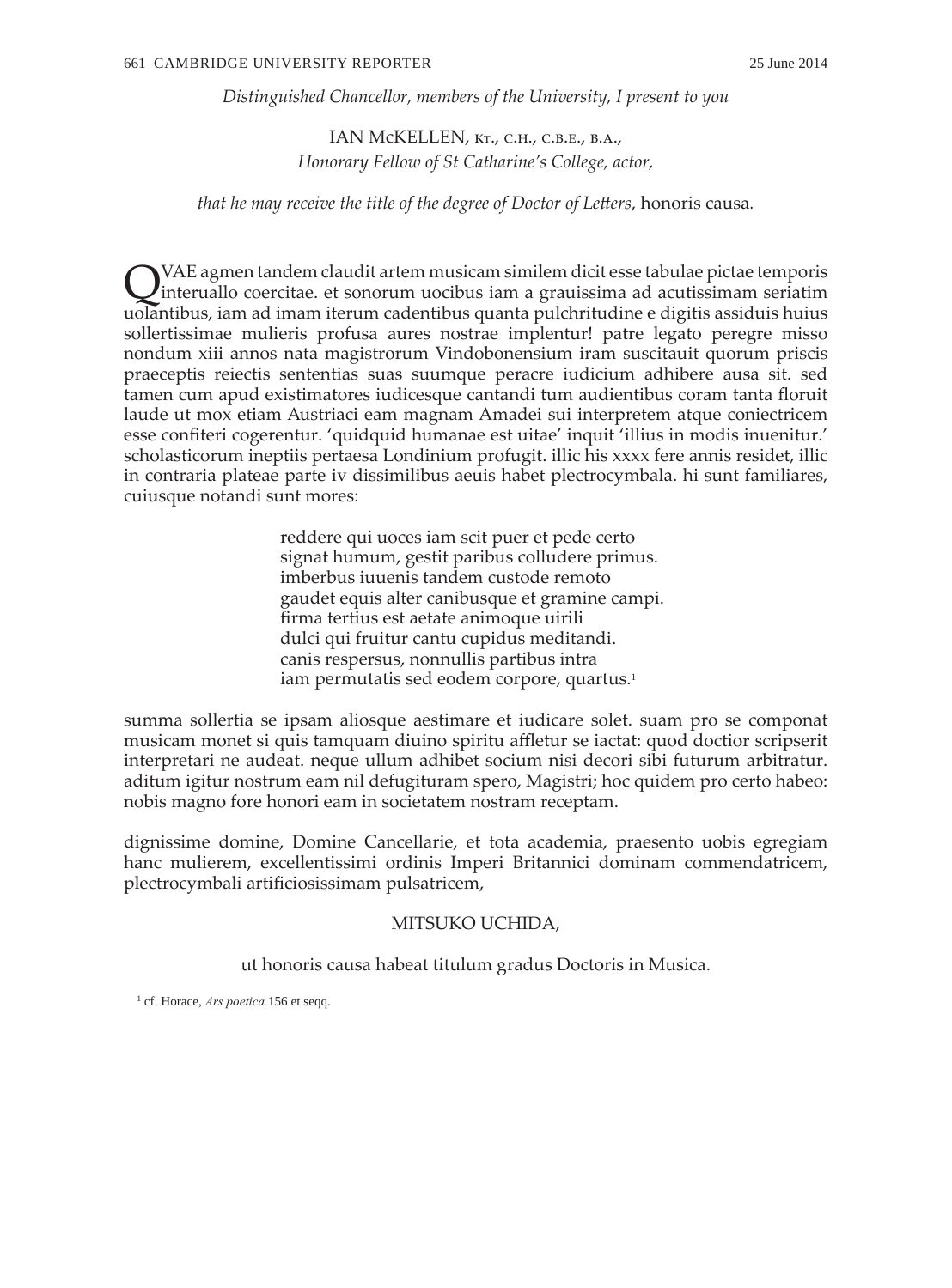*Distinguished Chancellor, members of the University, I present to you*

IAN McKELLEN, Kt., C.H., C.B.E., B.A.,
*Honorary Fellow of St Catharine's College, actor,*

*that he may receive the title of the degree of Doctor of Letters*, honoris causa.

QVAE agmen tandem claudit artem musicam similem dicit esse tabulae pictae temporis interuallo coercitae. et sonorum uocibus iam a grauissima ad acutissimam seriatim uolantibus, iam ad imam iterum cadentibus quanta pulchritudine e digitis assiduis huius sollertissimae mulieris profusa aures nostrae implentur! patre legato peregre misso nondum xiii annos nata magistrorum Vindobonensium iram suscitauit quorum priscis praeceptis reiectis sententias suas suumque peracre iudicium adhibere ausa sit. sed tamen cum apud existimatores iudicesque cantandi tum audientibus coram tanta floruit laude ut mox etiam Austriaci eam magnam Amadei sui interpretem atque coniectricem esse confiteri cogerentur. 'quidquid humanae est uitae' inquit 'illius in modis inuenitur.' scholasticorum ineptiis pertaesa Londinium profugit. illic his xxxx fere annis residet, illic in contraria plateae parte iv dissimilibus aeuis habet plectrocymbala. hi sunt familiares, cuiusque notandi sunt mores:

> reddere qui uoces iam scit puer et pede certo
> signat humum, gestit paribus colludere primus.
> imberbus iuuenis tandem custode remoto
> gaudet equis alter canibusque et gramine campi.
> firma tertius est aetate animoque uirili
> dulci qui fruitur cantu cupidus meditandi.
> canis respersus, nonnullis partibus intra
> iam permutatis sed eodem corpore, quartus.[1]

summa sollertia se ipsam aliosque aestimare et iudicare solet. suam pro se componat musicam monet si quis tamquam diuino spiritu afﬂetur se iactat: quod doctior scripserit interpretari ne audeat. neque ullum adhibet socium nisi decori sibi futurum arbitratur. aditum igitur nostrum eam nil defugituram spero, Magistri; hoc quidem pro certo habeo: nobis magno fore honori eam in societatem nostram receptam.

dignissime domine, Domine Cancellarie, et tota academia, praesento uobis egregiam hanc mulierem, excellentissimi ordinis Imperi Britannici dominam commendatricem, plectrocymbali artificiosissimam pulsatricem,

MITSUKO UCHIDA,

ut honoris causa habeat titulum gradus Doctoris in Musica.

[1] cf. Horace, *Ars poetica* 156 et seqq.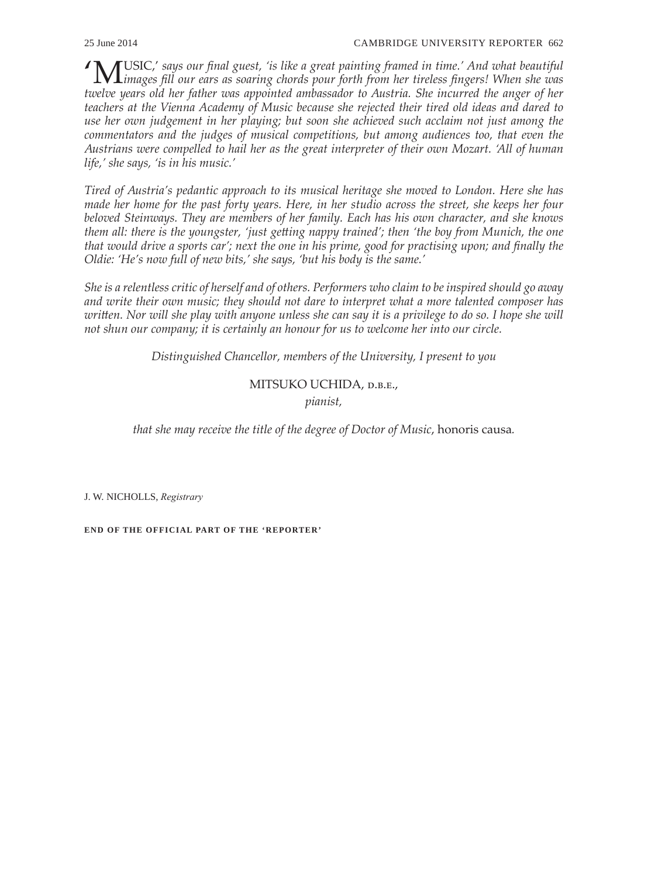*'MUSIC,' says our final guest, 'is like a great painting framed in time.' And what beautiful images fill our ears as soaring chords pour forth from her tireless fingers! When she was twelve years old her father was appointed ambassador to Austria. She incurred the anger of her teachers at the Vienna Academy of Music because she rejected their tired old ideas and dared to use her own judgement in her playing; but soon she achieved such acclaim not just among the commentators and the judges of musical competitions, but among audiences too, that even the Austrians were compelled to hail her as the great interpreter of their own Mozart. 'All of human life,' she says, 'is in his music.'*

*Tired of Austria's pedantic approach to its musical heritage she moved to London. Here she has made her home for the past forty years. Here, in her studio across the street, she keeps her four beloved Steinways. They are members of her family. Each has his own character, and she knows them all: there is the youngster, 'just getting nappy trained'; then 'the boy from Munich, the one that would drive a sports car'; next the one in his prime, good for practising upon; and finally the Oldie: 'He's now full of new bits,' she says, 'but his body is the same.'*

*She is a relentless critic of herself and of others. Performers who claim to be inspired should go away and write their own music; they should not dare to interpret what a more talented composer has written. Nor will she play with anyone unless she can say it is a privilege to do so. I hope she will not shun our company; it is certainly an honour for us to welcome her into our circle.*

*Distinguished Chancellor, members of the University, I present to you*

MITSUKO UCHIDA, D.B.E.,

*pianist,*

*that she may receive the title of the degree of Doctor of Music*, honoris causa.

J. W. NICHOLLS, *Registrary*

**END OF THE OFFICIAL PART OF THE 'REPORTER'**